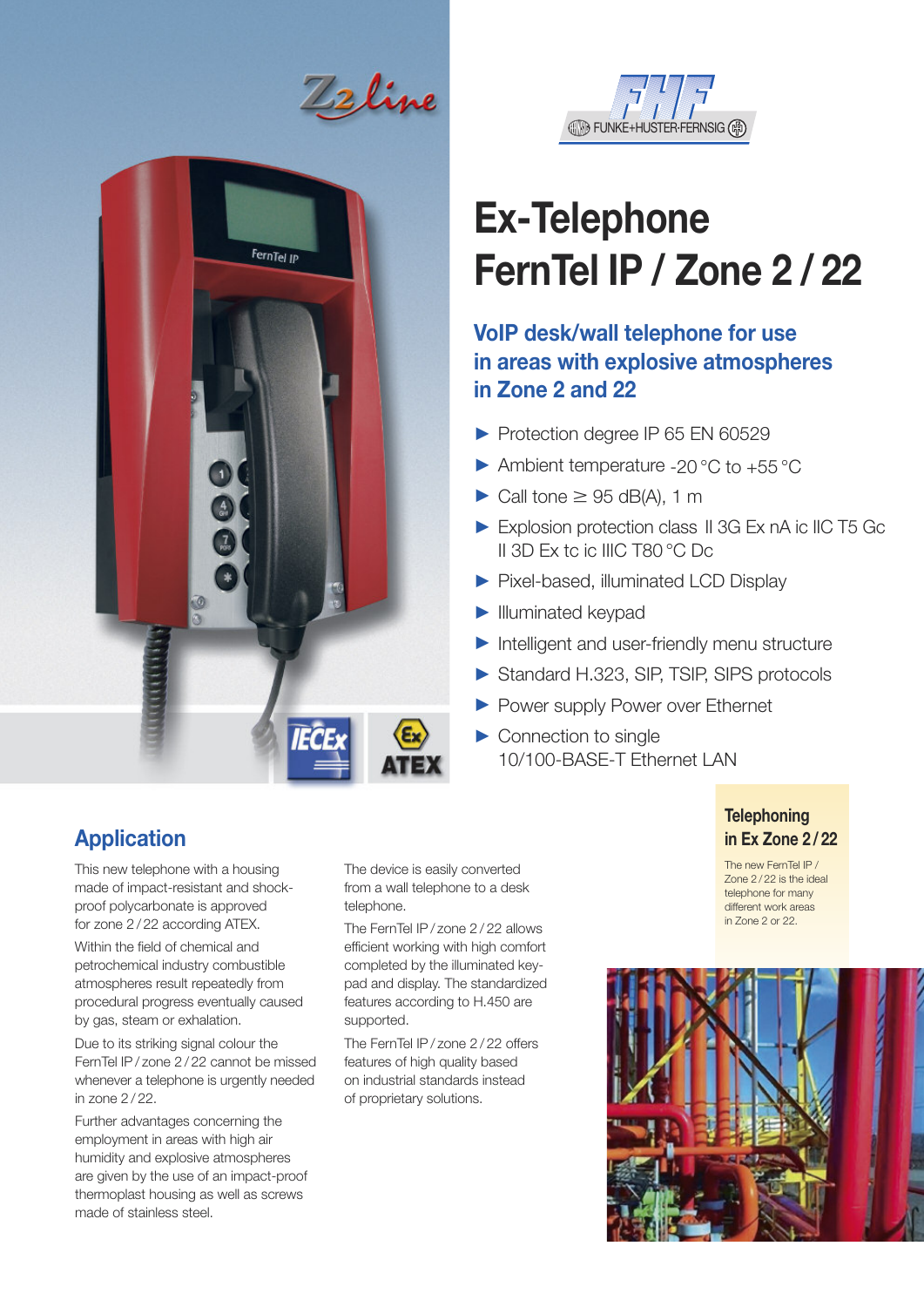# Ex-Telephone FernTel IP / Zone 2 / 22

## VoIP desk/wall telephone for use in areas with explosive atmospheres in Zone 2 and 22

- Protection degree IP 65 EN 60529
- Ambient temperature -20 °C to +55 °C
- Call tone ≥ 95 dB(A), 1 m
- Explosion protection class II 3G Ex nA ic IIC T5 Gc II 3D Ex tc ic IIIC T80 °C Dc
- Pixel-based, illuminated LCD Display
- Illuminated keypad
- Intelligent and user-friendly menu structure
- Standard H.323, SIP, TSIP, SIPS protocols
- Power supply Power over Ethernet
- Connection to single 10/100-BASE-T Ethernet LAN

## Application

This new telephone with a housing made of impact-resistant and shock-proof polycarbonate is approved for zone 2 / 22 according ATEX.

Within the field of chemical and petrochemical industry combustible atmospheres result repeatedly from procedural progress eventually caused by gas, steam or exhalation.

Due to its striking signal colour the FernTel IP / zone 2 / 22 cannot be missed whenever a telephone is urgently needed in zone 2 / 22.

Further advantages concerning the employment in areas with high air humidity and explosive atmospheres are given by the use of an impact-proof thermoplast housing as well as screws made of stainless steel.

The device is easily converted from a wall telephone to a desk telephone.

The FernTel IP / zone 2 / 22 allows efficient working with high comfort completed by the illuminated key-pad and display. The standardized features according to H.450 are supported.

The FernTel IP / zone 2 / 22 offers features of high quality based on industrial standards instead of proprietary solutions.

### Telephoning in Ex Zone 2 / 22

The new FernTel IP / Zone 2 / 22 is the ideal telephone for many different work areas in Zone 2 or 22.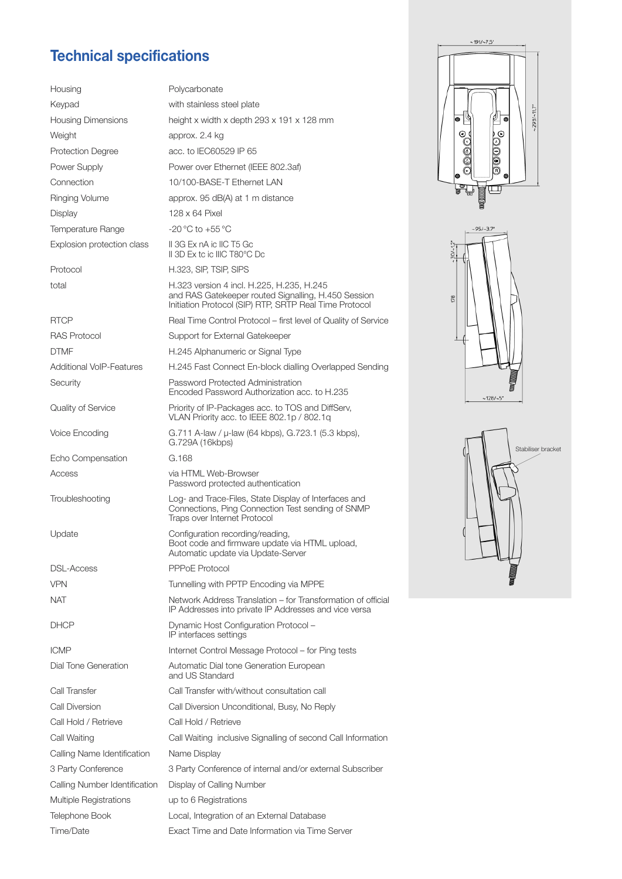# Technical specifications

| | |
|---|---|
| Housing | Polycarbonate |
| Keypad | with stainless steel plate |
| Housing Dimensions | height x width x depth 293 x 191 x 128 mm |
| Weight | approx. 2.4 kg |
| Protection Degree | acc. to IEC60529 IP 65 |
| Power Supply | Power over Ethernet (IEEE 802.3af) |
| Connection | 10/100-BASE-T Ethernet LAN |
| Ringing Volume | approx. 95 dB(A) at 1 m distance |
| Display | 128 x 64 Pixel |
| Temperature Range | -20 °C to +55 °C |
| Explosion protection class | II 3G Ex nA ic IIC T5 Gc<br>II 3D Ex tc ic IIIC T80°C Dc |
| Protocol | H.323, SIP, TSIP, SIPS |
| total | H.323 version 4 incl. H.225, H.235, H.245 and RAS Gatekeeper routed Signalling, H.450 Session Initiation Protocol (SIP) RTP, SRTP Real Time Protocol |
| RTCP | Real Time Control Protocol – first level of Quality of Service |
| RAS Protocol | Support for External Gatekeeper |
| DTMF | H.245 Alphanumeric or Signal Type |
| Additional VoIP-Features | H.245 Fast Connect En-block dialling Overlapped Sending |
| Security | Password Protected Administration<br>Encoded Password Authorization acc. to H.235 |
| Quality of Service | Priority of IP-Packages acc. to TOS and DiffServ,<br>VLAN Priority acc. to IEEE 802.1p / 802.1q |
| Voice Encoding | G.711 A-law / µ-law (64 kbps), G.723.1 (5.3 kbps), G.729A (16kbps) |
| Echo Compensation | G.168 |
| Access | via HTML Web-Browser<br>Password protected authentication |
| Troubleshooting | Log- and Trace-Files, State Display of Interfaces and Connections, Ping Connection Test sending of SNMP Traps over Internet Protocol |
| Update | Configuration recording/reading,<br>Boot code and firmware update via HTML upload,<br>Automatic update via Update-Server |
| DSL-Access | PPPoE Protocol |
| VPN | Tunnelling with PPTP Encoding via MPPE |
| NAT | Network Address Translation – for Transformation of official IP Addresses into private IP Addresses and vice versa |
| DHCP | Dynamic Host Configuration Protocol –<br>IP interfaces settings |
| ICMP | Internet Control Message Protocol – for Ping tests |
| Dial Tone Generation | Automatic Dial tone Generation European and US Standard |
| Call Transfer | Call Transfer with/without consultation call |
| Call Diversion | Call Diversion Unconditional, Busy, No Reply |
| Call Hold / Retrieve | Call Hold / Retrieve |
| Call Waiting | Call Waiting inclusive Signalling of second Call Information |
| Calling Name Identification | Name Display |
| 3 Party Conference | 3 Party Conference of internal and/or external Subscriber |
| Calling Number Identification | Display of Calling Number |
| Multiple Registrations | up to 6 Registrations |
| Telephone Book | Local, Integration of an External Database |
| Time/Date | Exact Time and Date Information via Time Server |

~191/~7.5"

~293/~11.7"

~95/~3.7"

~30/~1.2"

178

~128/~5"

Stabiliser bracket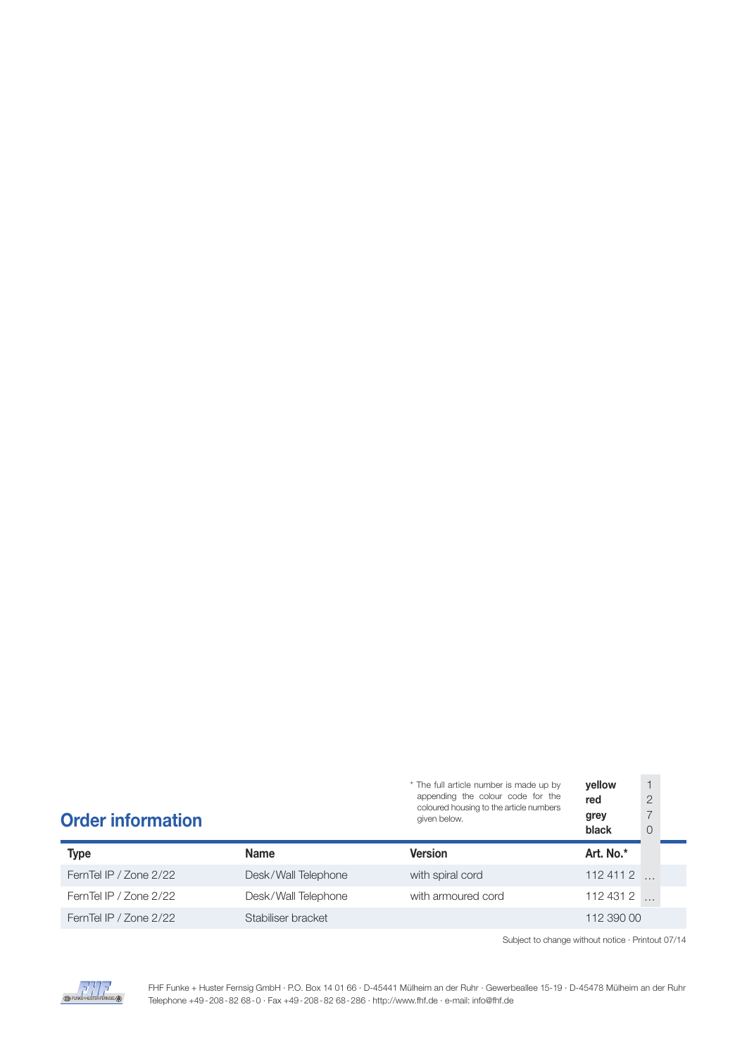## Order information

\* The full article number is made up by appending the colour code for the coloured housing to the article numbers given below.

| | |
|---|---|
| **yellow** | 1 |
| **red** | 2 |
| **grey** | 7 |
| **black** | 0 |

| Type | Name | Version | Art. No.* |
|---|---|---|---|
| FernTel IP / Zone 2/22 | Desk/Wall Telephone | with spiral cord | 112 411 2 … |
| FernTel IP / Zone 2/22 | Desk/Wall Telephone | with armoured cord | 112 431 2 … |
| FernTel IP / Zone 2/22 | Stabiliser bracket | | 112 390 00 |

Subject to change without notice · Printout 07/14

FHF Funke + Huster Fernsig GmbH · P.O. Box 14 01 66 · D-45441 Mülheim an der Ruhr · Gewerbeallee 15-19 · D-45478 Mülheim an der Ruhr
Telephone +49 - 208 - 82 68 - 0 · Fax +49 - 208 - 82 68 - 286 · http://www.fhf.de · e-mail: info@fhf.de